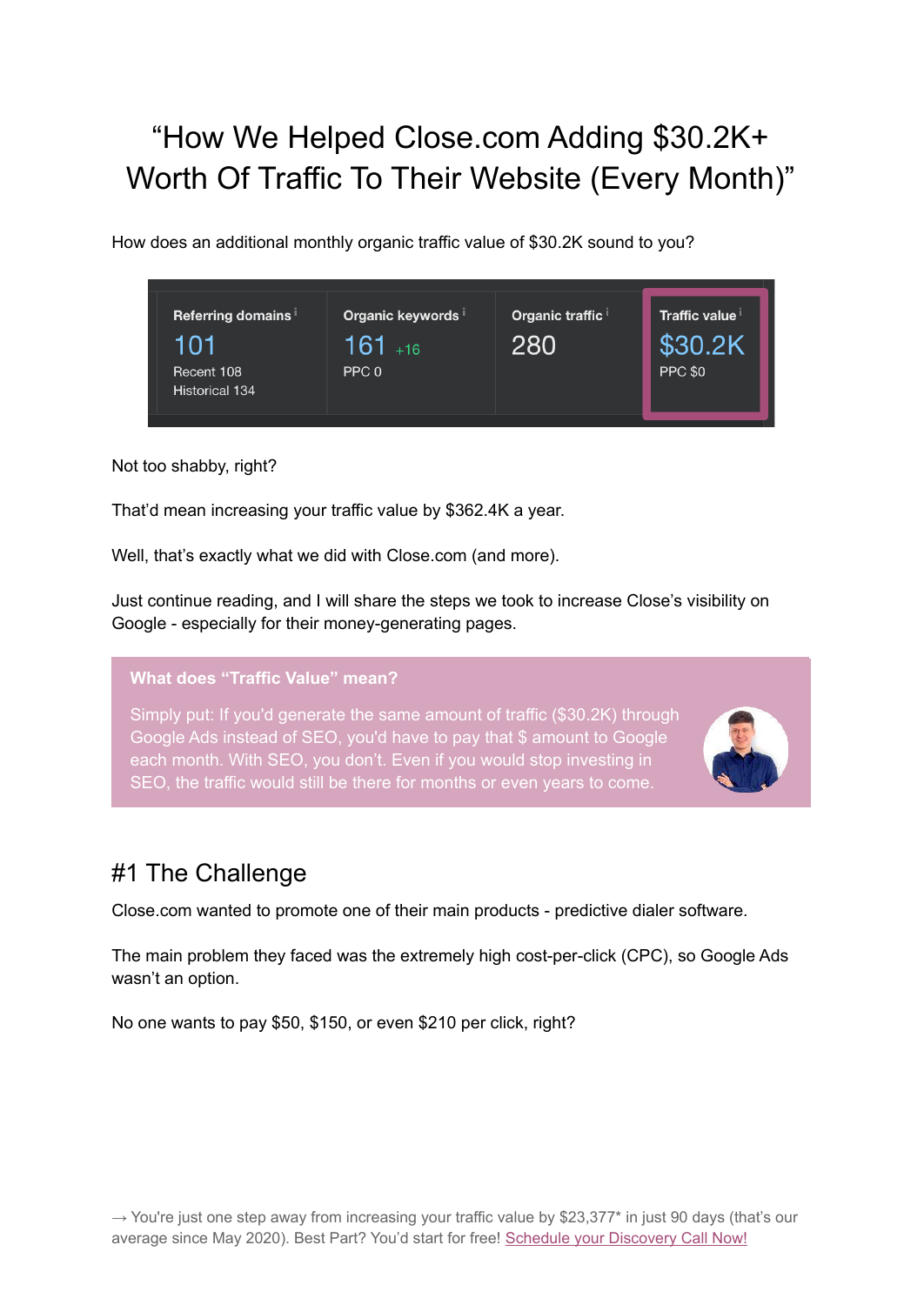# "How We Helped Close.com Adding $30.2K+ Worth Of Traffic To Their Website (Every Month)"

How does an additional monthly organic traffic value of $30.2K sound to you?

| Referring domains | Organic keywords | Organic traffic | Traffic value |
|---|---|---|---|
| 101 | 161 +16 | 280 | $30.2K |
| Recent 108 | PPC 0 | | PPC $0 |
| Historical 134 | | | |

Not too shabby, right?

That'd mean increasing your traffic value by $362.4K a year.

Well, that's exactly what we did with Close.com (and more).

Just continue reading, and I will share the steps we took to increase Close's visibility on Google - especially for their money-generating pages.

> **What does "Traffic Value" mean?**
>
> Simply put: If you'd generate the same amount of traffic ($30.2K) through Google Ads instead of SEO, you'd have to pay that $ amount to Google each month. With SEO, you don't. Even if you would stop investing in SEO, the traffic would still be there for months or even years to come.

## #1 The Challenge

Close.com wanted to promote one of their main products - predictive dialer software.

The main problem they faced was the extremely high cost-per-click (CPC), so Google Ads wasn't an option.

No one wants to pay $50, $150, or even $210 per click, right?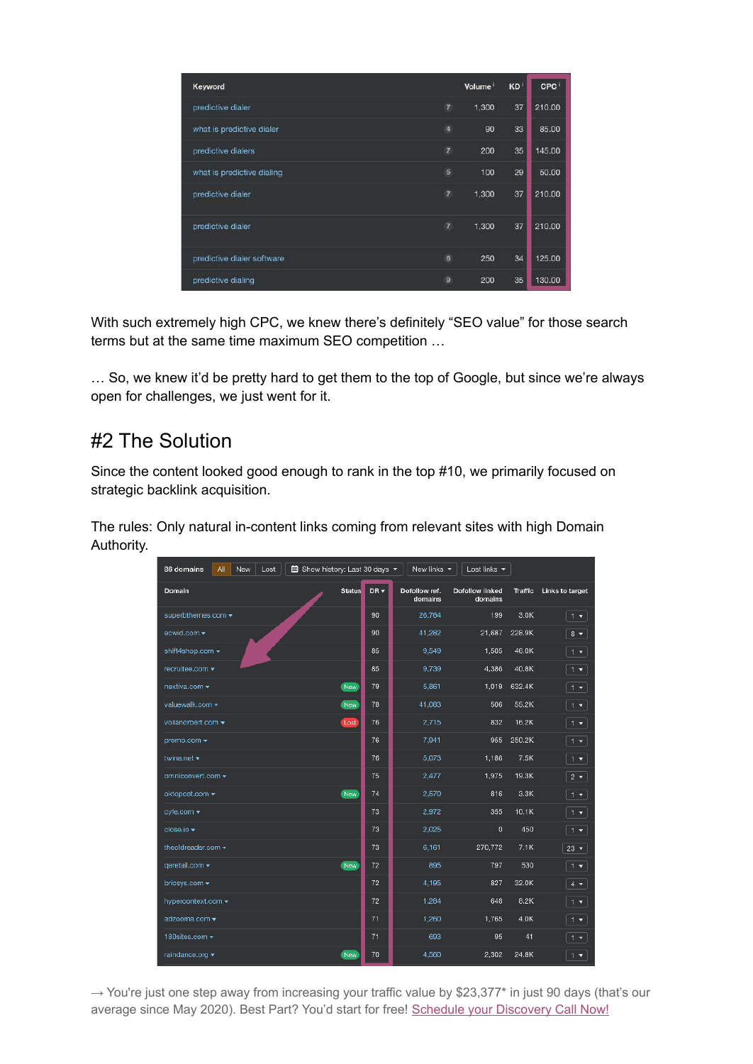| Keyword | | Volume | KD | CPC |
|---|---|---|---|---|
| predictive dialer | 7 | 1,300 | 37 | 210.00 |
| what is predictive dialer | 4 | 90 | 33 | 85.00 |
| predictive dialers | 7 | 200 | 35 | 145.00 |
| what is predictive dialing | 5 | 100 | 29 | 50.00 |
| predictive dialer | 7 | 1,300 | 37 | 210.00 |
| predictive dialer | 7 | 1,300 | 37 | 210.00 |
| predictive dialer software | 6 | 250 | 34 | 125.00 |
| predictive dialing | 9 | 200 | 35 | 130.00 |

With such extremely high CPC, we knew there's definitely "SEO value" for those search terms but at the same time maximum SEO competition …

… So, we knew it'd be pretty hard to get them to the top of Google, but since we're always open for challenges, we just went for it.

## #2 The Solution

Since the content looked good enough to rank in the top #10, we primarily focused on strategic backlink acquisition.

The rules: Only natural in-content links coming from relevant sites with high Domain Authority.

86 domains | All | New | Lost | Show history: Last 30 days | New links | Lost links

| Domain | Status | DR | Dofollow ref. domains | Dofollow linked domains | Traffic | Links to target |
|---|---|---|---|---|---|---|
| superbthemes.com | | 90 | 26,764 | 199 | 3.0K | 1 |
| ecwid.com | | 90 | 41,282 | 21,687 | 228.9K | 8 |
| shift4shop.com | | 85 | 9,549 | 1,505 | 46.0K | 1 |
| recruitee.com | | 85 | 9,739 | 4,386 | 40.8K | 1 |
| nextiva.com | New | 79 | 5,861 | 1,019 | 632.4K | 1 |
| valuewalk.com | New | 78 | 41,063 | 506 | 55.2K | 1 |
| vollanorbert.com | Lost | 76 | 2,715 | 832 | 16.2K | 1 |
| promo.com | | 76 | 7,941 | 965 | 250.2K | 1 |
| twine.net | | 76 | 5,073 | 1,186 | 7.5K | 1 |
| omniconvert.com | | 75 | 2,477 | 1,975 | 19.3K | 2 |
| oktopost.com | New | 74 | 2,570 | 816 | 3.3K | 1 |
| cyfe.com | | 73 | 2,972 | 355 | 10.1K | 1 |
| close.io | | 73 | 2,025 | 0 | 450 | 1 |
| thecoldreader.com | | 73 | 6,161 | 270,772 | 7.1K | 23 |
| qeretail.com | New | 72 | 895 | 797 | 530 | 1 |
| bricsys.com | | 72 | 4,195 | 827 | 32.0K | 4 |
| hypercontext.com | | 72 | 1,264 | 648 | 8.2K | 1 |
| adzooma.com | | 71 | 1,260 | 1,765 | 4.0K | 1 |
| 180sites.com | | 71 | 693 | 95 | 41 | 1 |
| raindance.org | New | 70 | 4,560 | 2,302 | 24.8K | 1 |

→ You're just one step away from increasing your traffic value by $23,377* in just 90 days (that's our average since May 2020). Best Part? You'd start for free! Schedule your Discovery Call Now!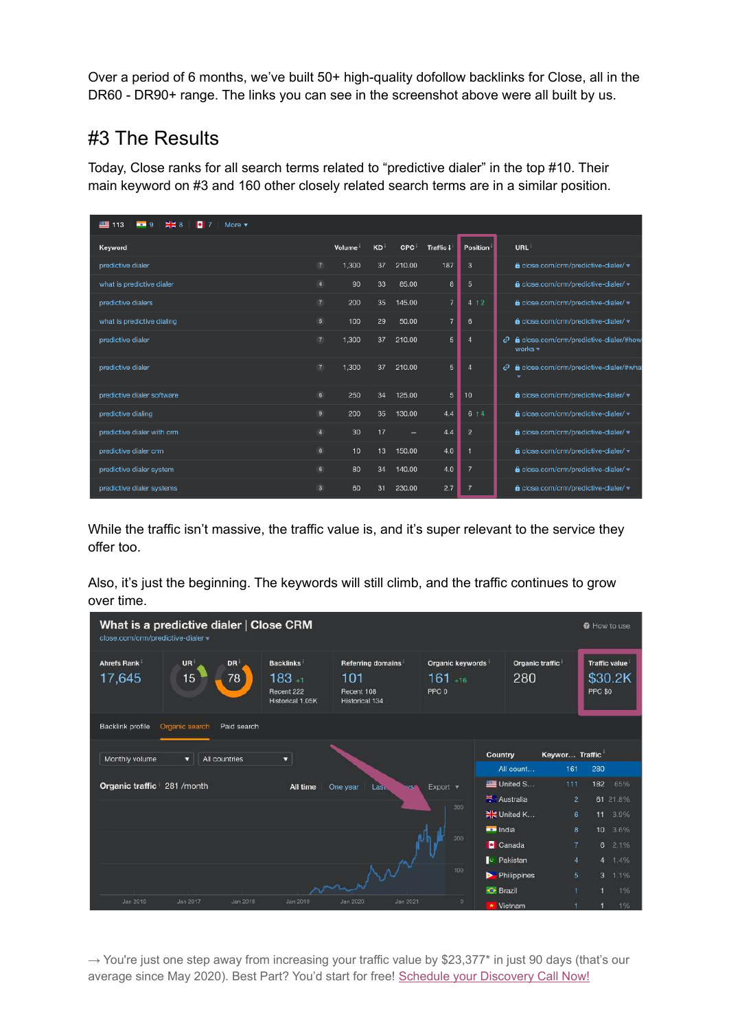Over a period of 6 months, we've built 50+ high-quality dofollow backlinks for Close, all in the DR60 - DR90+ range. The links you can see in the screenshot above were all built by us.

# #3 The Results

Today, Close ranks for all search terms related to "predictive dialer" in the top #10. Their main keyword on #3 and 160 other closely related search terms are in a similar position.

113 | 9 | 8 | 7 | More

| Keyword | | Volume | KD | CPC | Traffic | Position | URL |
|---|---|---|---|---|---|---|---|
| predictive dialer | 7 | 1,300 | 37 | 210.00 | 187 | 3 | close.com/crm/predictive-dialer/ |
| what is predictive dialer | 4 | 90 | 33 | 85.00 | 8 | 5 | close.com/crm/predictive-dialer/ |
| predictive dialers | 7 | 200 | 35 | 145.00 | 7 | 4 ↑2 | close.com/crm/predictive-dialer/ |
| what is predictive dialing | 5 | 100 | 29 | 50.00 | 7 | 6 | close.com/crm/predictive-dialer/ |
| predictive dialer | 7 | 1,300 | 37 | 210.00 | 5 | 4 | close.com/crm/predictive-dialer/#how works |
| predictive dialer | 7 | 1,300 | 37 | 210.00 | 5 | 4 | close.com/crm/predictive-dialer/#wha |
| predictive dialer software | 6 | 250 | 34 | 125.00 | 5 | 10 | close.com/crm/predictive-dialer/ |
| predictive dialing | 9 | 200 | 35 | 130.00 | 4.4 | 6 ↑4 | close.com/crm/predictive-dialer/ |
| predictive dialer with crm | 4 | 30 | 17 | – | 4.4 | 2 | close.com/crm/predictive-dialer/ |
| predictive dialer crm | 6 | 10 | 13 | 150.00 | 4.0 | 1 | close.com/crm/predictive-dialer/ |
| predictive dialer system | 6 | 80 | 34 | 140.00 | 4.0 | 7 | close.com/crm/predictive-dialer/ |
| predictive dialer systems | 3 | 60 | 31 | 230.00 | 2.7 | 7 | close.com/crm/predictive-dialer/ |

While the traffic isn't massive, the traffic value is, and it's super relevant to the service they offer too.

Also, it's just the beginning. The keywords will still climb, and the traffic continues to grow over time.

**What is a predictive dialer | Close CRM**
close.com/crm/predictive-dialer

How to use

Ahrefs Rank 17,645 | UR 15 | DR 78 | Backlinks 183 +1, Recent 222, Historical 1.05K | Referring domains 101, Recent 108, Historical 134 | Organic keywords 161 +16, PPC 0 | Organic traffic 280 | Traffic value $30.2K, PPC $0

Backlink profile | Organic search | Paid search

Monthly volume | All countries

Organic traffic 281 /month

All time | One year | Last ... | Export

300
200
100
0

Jan 2016 | Jan 2017 | Jan 2018 | Jan 2019 | Jan 2020 | Jan 2021

| Country | Keywor... | Traffic | |
|---|---|---|---|
| All count... | 161 | 280 | |
| United S... | 111 | 182 | 65% |
| Australia | 2 | 61 | 21.8% |
| United K... | 6 | 11 | 3.9% |
| India | 8 | 10 | 3.6% |
| Canada | 7 | 6 | 2.1% |
| Pakistan | 4 | 4 | 1.4% |
| Philippines | 5 | 3 | 1.1% |
| Brazil | 1 | 1 | 1% |
| Vietnam | 1 | 1 | 1% |

→ You're just one step away from increasing your traffic value by $23,377* in just 90 days (that's our average since May 2020). Best Part? You'd start for free! Schedule your Discovery Call Now!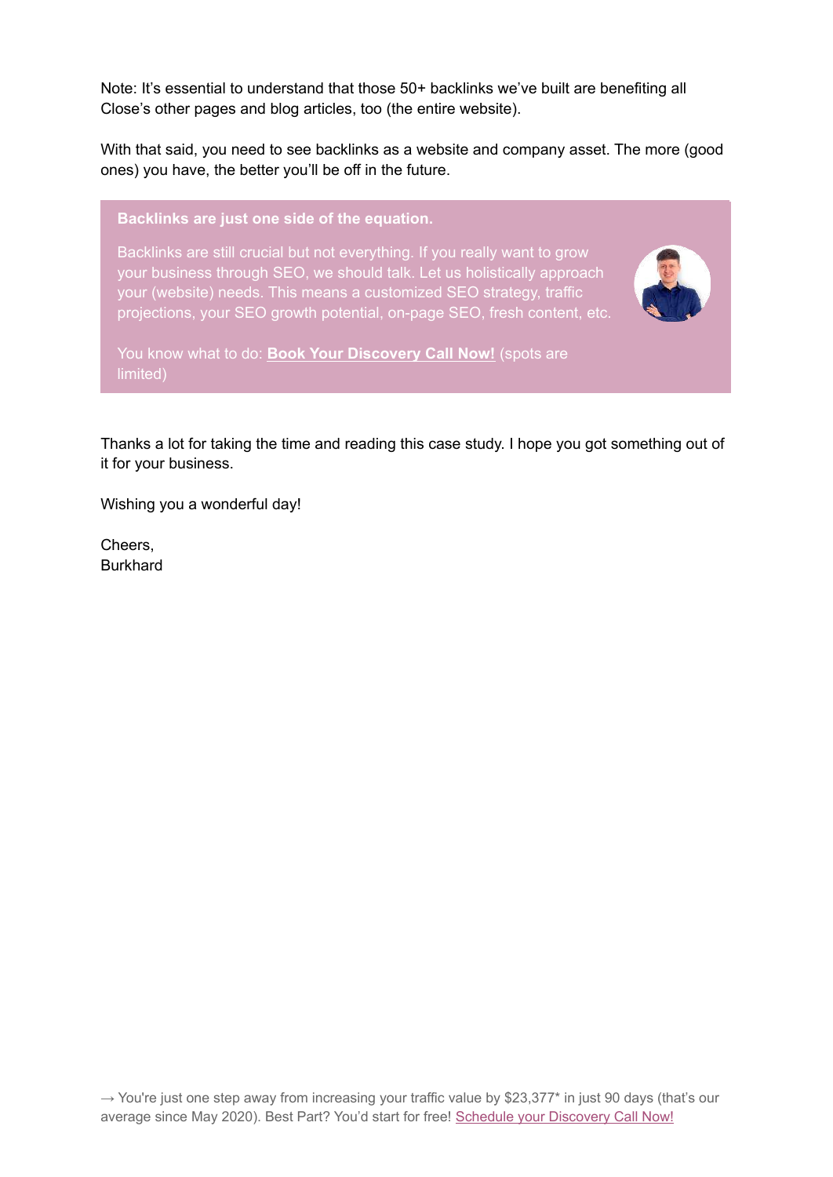Note: It's essential to understand that those 50+ backlinks we've built are benefiting all Close's other pages and blog articles, too (the entire website).

With that said, you need to see backlinks as a website and company asset. The more (good ones) you have, the better you'll be off in the future.

**Backlinks are just one side of the equation.**

Backlinks are still crucial but not everything. If you really want to grow your business through SEO, we should talk. Let us holistically approach your (website) needs. This means a customized SEO strategy, traffic projections, your SEO growth potential, on-page SEO, fresh content, etc.

You know what to do: **Book Your Discovery Call Now!** (spots are limited)

Thanks a lot for taking the time and reading this case study. I hope you got something out of it for your business.

Wishing you a wonderful day!

Cheers,
Burkhard

→ You're just one step away from increasing your traffic value by $23,377* in just 90 days (that's our average since May 2020). Best Part? You'd start for free! Schedule your Discovery Call Now!